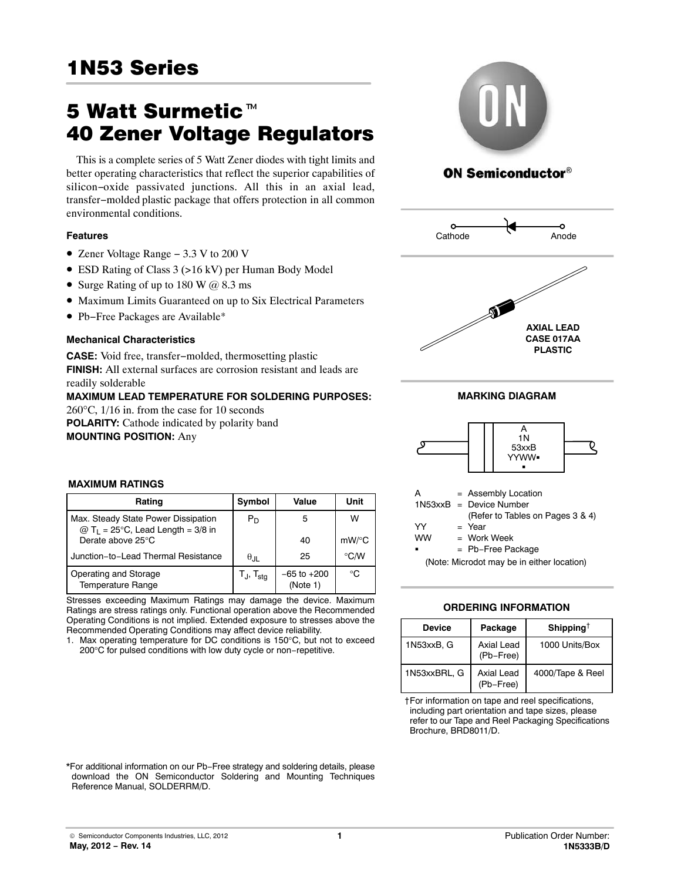# 1N53 Series

## 5 Watt Surmetic™ 40 Zener Voltage Regulators

This is a complete series of 5 Watt Zener diodes with tight limits and better operating characteristics that reflect the superior capabilities of silicon−oxide passivated junctions. All this in an axial lead, transfer−molded plastic package that offers protection in all common environmental conditions.

### Features

- Zener Voltage Range − 3.3 V to 200 V
- ESD Rating of Class 3 (>16 kV) per Human Body Model
- Surge Rating of up to 180 W @ 8.3 ms
- Maximum Limits Guaranteed on up to Six Electrical Parameters
- Pb−Free Packages are Available*

### Mechanical Characteristics

**CASE:** Void free, transfer−molded, thermosetting plastic

**FINISH:** All external surfaces are corrosion resistant and leads are readily solderable

**MAXIMUM LEAD TEMPERATURE FOR SOLDERING PURPOSES:** 260°C, 1/16 in. from the case for 10 seconds

**POLARITY:** Cathode indicated by polarity band

**MOUNTING POSITION:** Any

ON Semiconductor®

Cathode — Anode

**AXIAL LEAD**
**CASE 017AA**
**PLASTIC**

### MAXIMUM RATINGS

| Rating | Symbol | Value | Unit |
|---|---|---|---|
| Max. Steady State Power Dissipation @ $T_L$ = 25°C, Lead Length = 3/8 in | $P_D$ | 5 | W |
| Derate above 25°C | | 40 | mW/°C |
| Junction−to−Lead Thermal Resistance | $\theta_{JL}$ | 25 | °C/W |
| Operating and Storage Temperature Range | $T_J$, $T_{stg}$ | −65 to +200 (Note 1) | °C |

Stresses exceeding Maximum Ratings may damage the device. Maximum Ratings are stress ratings only. Functional operation above the Recommended Operating Conditions is not implied. Extended exposure to stresses above the Recommended Operating Conditions may affect device reliability.

1. Max operating temperature for DC conditions is 150°C, but not to exceed 200°C for pulsed conditions with low duty cycle or non−repetitive.

### MARKING DIAGRAM

A
1N
53xxB
YYWW▪
▪

A = Assembly Location
1N53xxB = Device Number (Refer to Tables on Pages 3 & 4)
YY = Year
WW = Work Week
▪ = Pb−Free Package
(Note: Microdot may be in either location)

### ORDERING INFORMATION

| Device | Package | Shipping† |
|---|---|---|
| 1N53xxB, G | Axial Lead (Pb−Free) | 1000 Units/Box |
| 1N53xxBRL, G | Axial Lead (Pb−Free) | 4000/Tape & Reel |

†For information on tape and reel specifications, including part orientation and tape sizes, please refer to our Tape and Reel Packaging Specifications Brochure, BRD8011/D.

*For additional information on our Pb−Free strategy and soldering details, please download the ON Semiconductor Soldering and Mounting Techniques Reference Manual, SOLDERRM/D.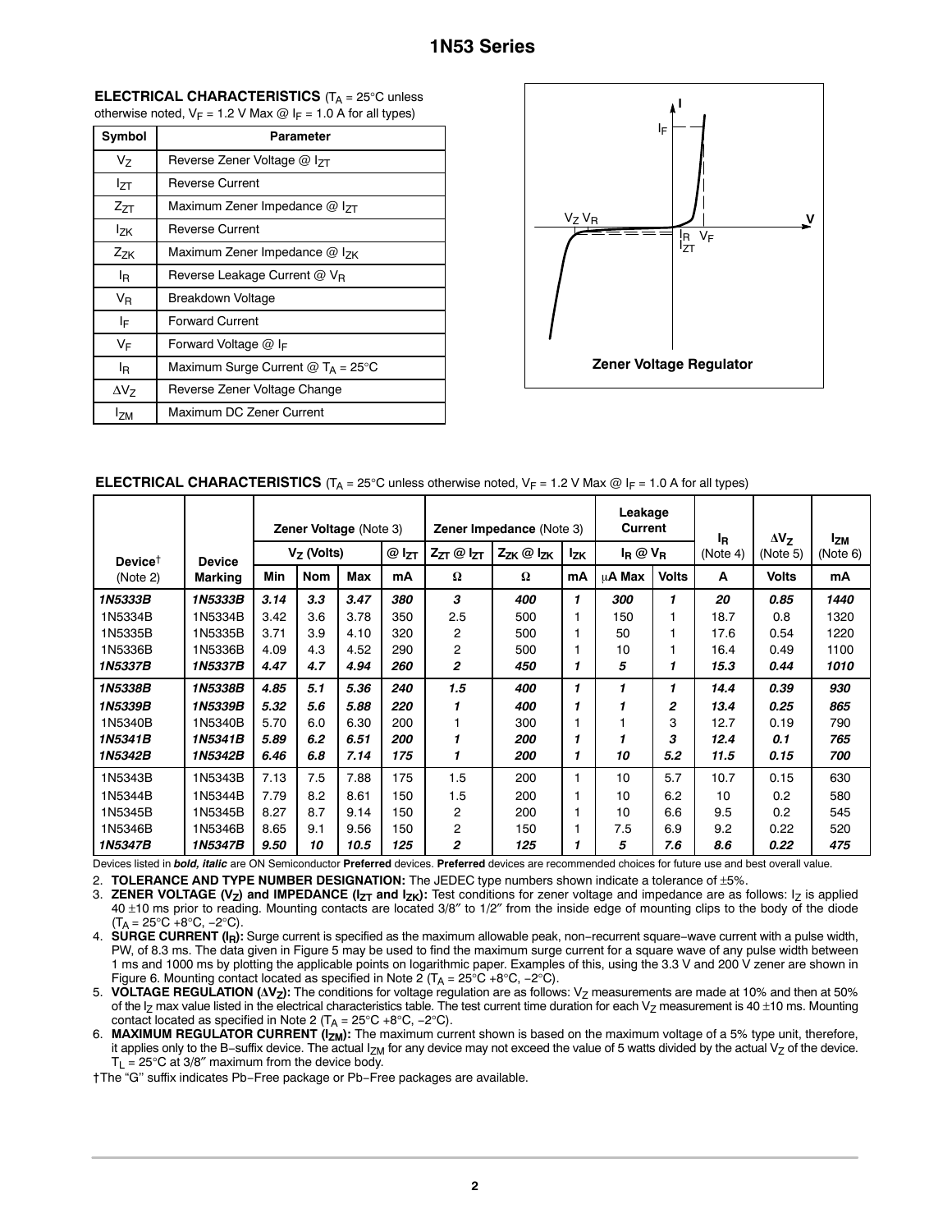**ELECTRICAL CHARACTERISTICS** ($T_A$ = 25°C unless otherwise noted, $V_F$ = 1.2 V Max @ $I_F$ = 1.0 A for all types)

| Symbol | Parameter |
|---|---|
| $V_Z$ | Reverse Zener Voltage @ $I_{ZT}$ |
| $I_{ZT}$ | Reverse Current |
| $Z_{ZT}$ | Maximum Zener Impedance @ $I_{ZT}$ |
| $I_{ZK}$ | Reverse Current |
| $Z_{ZK}$ | Maximum Zener Impedance @ $I_{ZK}$ |
| $I_R$ | Reverse Leakage Current @ $V_R$ |
| $V_R$ | Breakdown Voltage |
| $I_F$ | Forward Current |
| $V_F$ | Forward Voltage @ $I_F$ |
| $I_R$ | Maximum Surge Current @ $T_A$ = 25°C |
| $\Delta V_Z$ | Reverse Zener Voltage Change |
| $I_{ZM}$ | Maximum DC Zener Current |

Zener Voltage Regulator

**ELECTRICAL CHARACTERISTICS** ($T_A$ = 25°C unless otherwise noted, $V_F$ = 1.2 V Max @ $I_F$ = 1.0 A for all types)

| Device† | Device | Zener Voltage (Note 3) | | | | Zener Impedance (Note 3) | | | Leakage Current | | $I_R$ | $\Delta V_Z$ | $I_{ZM}$ |
|---|---|---|---|---|---|---|---|---|---|---|---|---|---|
| | | $V_Z$ (Volts) | | | @ $I_{ZT}$ | $Z_{ZT}$ @ $I_{ZT}$ | $Z_{ZK}$ @ $I_{ZK}$ | $I_{ZK}$ | $I_R$ @ $V_R$ | | (Note 4) | (Note 5) | (Note 6) |
| (Note 2) | Marking | Min | Nom | Max | mA | Ω | Ω | mA | μA Max | Volts | A | Volts | mA |
| ***1N5333B*** | ***1N5333B*** | ***3.14*** | ***3.3*** | ***3.47*** | ***380*** | ***3*** | ***400*** | ***1*** | ***300*** | ***1*** | ***20*** | ***0.85*** | ***1440*** |
| 1N5334B | 1N5334B | 3.42 | 3.6 | 3.78 | 350 | 2.5 | 500 | 1 | 150 | 1 | 18.7 | 0.8 | 1320 |
| 1N5335B | 1N5335B | 3.71 | 3.9 | 4.10 | 320 | 2 | 500 | 1 | 50 | 1 | 17.6 | 0.54 | 1220 |
| 1N5336B | 1N5336B | 4.09 | 4.3 | 4.52 | 290 | 2 | 500 | 1 | 10 | 1 | 16.4 | 0.49 | 1100 |
| ***1N5337B*** | ***1N5337B*** | ***4.47*** | ***4.7*** | ***4.94*** | ***260*** | ***2*** | ***450*** | ***1*** | ***5*** | ***1*** | ***15.3*** | ***0.44*** | ***1010*** |
| ***1N5338B*** | ***1N5338B*** | ***4.85*** | ***5.1*** | ***5.36*** | ***240*** | ***1.5*** | ***400*** | ***1*** | ***1*** | ***1*** | ***14.4*** | ***0.39*** | ***930*** |
| ***1N5339B*** | ***1N5339B*** | ***5.32*** | ***5.6*** | ***5.88*** | ***220*** | ***1*** | ***400*** | ***1*** | ***1*** | ***2*** | ***13.4*** | ***0.25*** | ***865*** |
| 1N5340B | 1N5340B | 5.70 | 6.0 | 6.30 | 200 | 1 | 300 | 1 | 1 | 3 | 12.7 | 0.19 | 790 |
| ***1N5341B*** | ***1N5341B*** | ***5.89*** | ***6.2*** | ***6.51*** | ***200*** | ***1*** | ***200*** | ***1*** | ***1*** | ***3*** | ***12.4*** | ***0.1*** | ***765*** |
| ***1N5342B*** | ***1N5342B*** | ***6.46*** | ***6.8*** | ***7.14*** | ***175*** | ***1*** | ***200*** | ***1*** | ***10*** | ***5.2*** | ***11.5*** | ***0.15*** | ***700*** |
| 1N5343B | 1N5343B | 7.13 | 7.5 | 7.88 | 175 | 1.5 | 200 | 1 | 10 | 5.7 | 10.7 | 0.15 | 630 |
| 1N5344B | 1N5344B | 7.79 | 8.2 | 8.61 | 150 | 1.5 | 200 | 1 | 10 | 6.2 | 10 | 0.2 | 580 |
| 1N5345B | 1N5345B | 8.27 | 8.7 | 9.14 | 150 | 2 | 200 | 1 | 10 | 6.6 | 9.5 | 0.2 | 545 |
| 1N5346B | 1N5346B | 8.65 | 9.1 | 9.56 | 150 | 2 | 150 | 1 | 7.5 | 6.9 | 9.2 | 0.22 | 520 |
| ***1N5347B*** | ***1N5347B*** | ***9.50*** | ***10*** | ***10.5*** | ***125*** | ***2*** | ***125*** | ***1*** | ***5*** | ***7.6*** | ***8.6*** | ***0.22*** | ***475*** |

Devices listed in ***bold, italic*** are ON Semiconductor **Preferred** devices. **Preferred** devices are recommended choices for future use and best overall value.

2. **TOLERANCE AND TYPE NUMBER DESIGNATION:** The JEDEC type numbers shown indicate a tolerance of ±5%.
3. **ZENER VOLTAGE ($V_Z$) and IMPEDANCE ($I_{ZT}$ and $I_{ZK}$):** Test conditions for zener voltage and impedance are as follows: $I_Z$ is applied 40 ±10 ms prior to reading. Mounting contacts are located 3/8″ to 1/2″ from the inside edge of mounting clips to the body of the diode ($T_A$ = 25°C +8°C, −2°C).
4. **SURGE CURRENT ($I_R$):** Surge current is specified as the maximum allowable peak, non−recurrent square−wave current with a pulse width, PW, of 8.3 ms. The data given in Figure 5 may be used to find the maximum surge current for a square wave of any pulse width between 1 ms and 1000 ms by plotting the applicable points on logarithmic paper. Examples of this, using the 3.3 V and 200 V zener are shown in Figure 6. Mounting contact located as specified in Note 2 ($T_A$ = 25°C +8°C, −2°C).
5. **VOLTAGE REGULATION ($\Delta V_Z$):** The conditions for voltage regulation are as follows: $V_Z$ measurements are made at 10% and then at 50% of the $I_Z$ max value listed in the electrical characteristics table. The test current time duration for each $V_Z$ measurement is 40 ±10 ms. Mounting contact located as specified in Note 2 ($T_A$ = 25°C +8°C, −2°C).
6. **MAXIMUM REGULATOR CURRENT ($I_{ZM}$):** The maximum current shown is based on the maximum voltage of a 5% type unit, therefore, it applies only to the B−suffix device. The actual $I_{ZM}$ for any device may not exceed the value of 5 watts divided by the actual $V_Z$ of the device. $T_L$ = 25°C at 3/8″ maximum from the device body.

†The "G'' suffix indicates Pb−Free package or Pb−Free packages are available.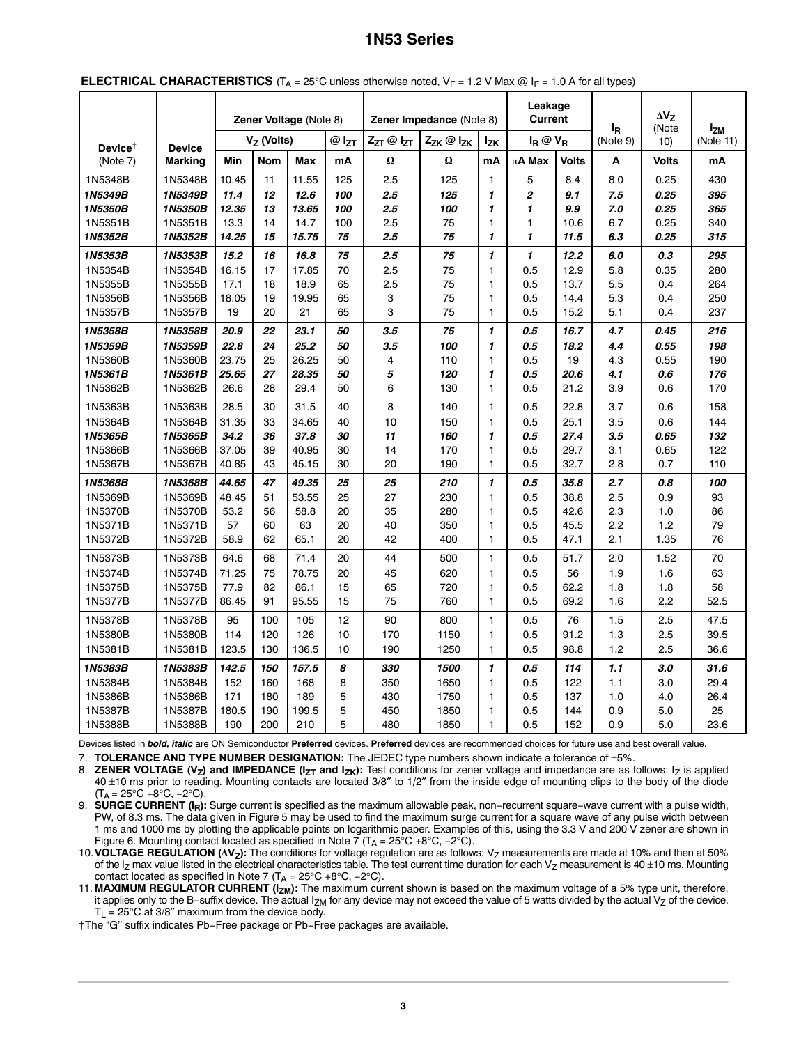**ELECTRICAL CHARACTERISTICS** ($T_A$ = 25°C unless otherwise noted, $V_F$ = 1.2 V Max @ $I_F$ = 1.0 A for all types)

| Device† (Note 7) | Device Marking | Zener Voltage (Note 8) $V_Z$ (Volts) Min | Nom | Max | @ $I_{ZT}$ mA | Zener Impedance (Note 8) $Z_{ZT}$ @ $I_{ZT}$ Ω | $Z_{ZK}$ @ $I_{ZK}$ Ω | $I_{ZK}$ mA | Leakage Current $I_R$ @ $V_R$ μA Max | Volts | $I_R$ (Note 9) A | $\Delta V_Z$ (Note 10) Volts | $I_{ZM}$ (Note 11) mA |
|---|---|---|---|---|---|---|---|---|---|---|---|---|---|
| 1N5348B | 1N5348B | 10.45 | 11 | 11.55 | 125 | 2.5 | 125 | 1 | 5 | 8.4 | 8.0 | 0.25 | 430 |
| ***1N5349B*** | ***1N5349B*** | ***11.4*** | ***12*** | ***12.6*** | ***100*** | ***2.5*** | ***125*** | ***1*** | ***2*** | ***9.1*** | ***7.5*** | ***0.25*** | ***395*** |
| ***1N5350B*** | ***1N5350B*** | ***12.35*** | ***13*** | ***13.65*** | ***100*** | ***2.5*** | ***100*** | ***1*** | ***1*** | ***9.9*** | ***7.0*** | ***0.25*** | ***365*** |
| 1N5351B | 1N5351B | 13.3 | 14 | 14.7 | 100 | 2.5 | 75 | 1 | 1 | 10.6 | 6.7 | 0.25 | 340 |
| ***1N5352B*** | ***1N5352B*** | ***14.25*** | ***15*** | ***15.75*** | ***75*** | ***2.5*** | ***75*** | ***1*** | ***1*** | ***11.5*** | ***6.3*** | ***0.25*** | ***315*** |
| ***1N5353B*** | ***1N5353B*** | ***15.2*** | ***16*** | ***16.8*** | ***75*** | ***2.5*** | ***75*** | ***1*** | ***1*** | ***12.2*** | ***6.0*** | ***0.3*** | ***295*** |
| 1N5354B | 1N5354B | 16.15 | 17 | 17.85 | 70 | 2.5 | 75 | 1 | 0.5 | 12.9 | 5.8 | 0.35 | 280 |
| 1N5355B | 1N5355B | 17.1 | 18 | 18.9 | 65 | 2.5 | 75 | 1 | 0.5 | 13.7 | 5.5 | 0.4 | 264 |
| 1N5356B | 1N5356B | 18.05 | 19 | 19.95 | 65 | 3 | 75 | 1 | 0.5 | 14.4 | 5.3 | 0.4 | 250 |
| 1N5357B | 1N5357B | 19 | 20 | 21 | 65 | 3 | 75 | 1 | 0.5 | 15.2 | 5.1 | 0.4 | 237 |
| ***1N5358B*** | ***1N5358B*** | ***20.9*** | ***22*** | ***23.1*** | ***50*** | ***3.5*** | ***75*** | ***1*** | ***0.5*** | ***16.7*** | ***4.7*** | ***0.45*** | ***216*** |
| ***1N5359B*** | ***1N5359B*** | ***22.8*** | ***24*** | ***25.2*** | ***50*** | ***3.5*** | ***100*** | ***1*** | ***0.5*** | ***18.2*** | ***4.4*** | ***0.55*** | ***198*** |
| 1N5360B | 1N5360B | 23.75 | 25 | 26.25 | 50 | 4 | 110 | 1 | 0.5 | 19 | 4.3 | 0.55 | 190 |
| ***1N5361B*** | ***1N5361B*** | ***25.65*** | ***27*** | ***28.35*** | ***50*** | ***5*** | ***120*** | ***1*** | ***0.5*** | ***20.6*** | ***4.1*** | ***0.6*** | ***176*** |
| 1N5362B | 1N5362B | 26.6 | 28 | 29.4 | 50 | 6 | 130 | 1 | 0.5 | 21.2 | 3.9 | 0.6 | 170 |
| 1N5363B | 1N5363B | 28.5 | 30 | 31.5 | 40 | 8 | 140 | 1 | 0.5 | 22.8 | 3.7 | 0.6 | 158 |
| 1N5364B | 1N5364B | 31.35 | 33 | 34.65 | 40 | 10 | 150 | 1 | 0.5 | 25.1 | 3.5 | 0.6 | 144 |
| ***1N5365B*** | ***1N5365B*** | ***34.2*** | ***36*** | ***37.8*** | ***30*** | ***11*** | ***160*** | ***1*** | ***0.5*** | ***27.4*** | ***3.5*** | ***0.65*** | ***132*** |
| 1N5366B | 1N5366B | 37.05 | 39 | 40.95 | 30 | 14 | 170 | 1 | 0.5 | 29.7 | 3.1 | 0.65 | 122 |
| 1N5367B | 1N5367B | 40.85 | 43 | 45.15 | 30 | 20 | 190 | 1 | 0.5 | 32.7 | 2.8 | 0.7 | 110 |
| ***1N5368B*** | ***1N5368B*** | ***44.65*** | ***47*** | ***49.35*** | ***25*** | ***25*** | ***210*** | ***1*** | ***0.5*** | ***35.8*** | ***2.7*** | ***0.8*** | ***100*** |
| 1N5369B | 1N5369B | 48.45 | 51 | 53.55 | 25 | 27 | 230 | 1 | 0.5 | 38.8 | 2.5 | 0.9 | 93 |
| 1N5370B | 1N5370B | 53.2 | 56 | 58.8 | 20 | 35 | 280 | 1 | 0.5 | 42.6 | 2.3 | 1.0 | 86 |
| 1N5371B | 1N5371B | 57 | 60 | 63 | 20 | 40 | 350 | 1 | 0.5 | 45.5 | 2.2 | 1.2 | 79 |
| 1N5372B | 1N5372B | 58.9 | 62 | 65.1 | 20 | 42 | 400 | 1 | 0.5 | 47.1 | 2.1 | 1.35 | 76 |
| 1N5373B | 1N5373B | 64.6 | 68 | 71.4 | 20 | 44 | 500 | 1 | 0.5 | 51.7 | 2.0 | 1.52 | 70 |
| 1N5374B | 1N5374B | 71.25 | 75 | 78.75 | 20 | 45 | 620 | 1 | 0.5 | 56 | 1.9 | 1.6 | 63 |
| 1N5375B | 1N5375B | 77.9 | 82 | 86.1 | 15 | 65 | 720 | 1 | 0.5 | 62.2 | 1.8 | 1.8 | 58 |
| 1N5377B | 1N5377B | 86.45 | 91 | 95.55 | 15 | 75 | 760 | 1 | 0.5 | 69.2 | 1.6 | 2.2 | 52.5 |
| 1N5378B | 1N5378B | 95 | 100 | 105 | 12 | 90 | 800 | 1 | 0.5 | 76 | 1.5 | 2.5 | 47.5 |
| 1N5380B | 1N5380B | 114 | 120 | 126 | 10 | 170 | 1150 | 1 | 0.5 | 91.2 | 1.3 | 2.5 | 39.5 |
| 1N5381B | 1N5381B | 123.5 | 130 | 136.5 | 10 | 190 | 1250 | 1 | 0.5 | 98.8 | 1.2 | 2.5 | 36.6 |
| ***1N5383B*** | ***1N5383B*** | ***142.5*** | ***150*** | ***157.5*** | ***8*** | ***330*** | ***1500*** | ***1*** | ***0.5*** | ***114*** | ***1.1*** | ***3.0*** | ***31.6*** |
| 1N5384B | 1N5384B | 152 | 160 | 168 | 8 | 350 | 1650 | 1 | 0.5 | 122 | 1.1 | 3.0 | 29.4 |
| 1N5386B | 1N5386B | 171 | 180 | 189 | 5 | 430 | 1750 | 1 | 0.5 | 137 | 1.0 | 4.0 | 26.4 |
| 1N5387B | 1N5387B | 180.5 | 190 | 199.5 | 5 | 450 | 1850 | 1 | 0.5 | 144 | 0.9 | 5.0 | 25 |
| 1N5388B | 1N5388B | 190 | 200 | 210 | 5 | 480 | 1850 | 1 | 0.5 | 152 | 0.9 | 5.0 | 23.6 |

Devices listed in ***bold, italic*** are ON Semiconductor **Preferred** devices. **Preferred** devices are recommended choices for future use and best overall value.

7. **TOLERANCE AND TYPE NUMBER DESIGNATION:** The JEDEC type numbers shown indicate a tolerance of ±5%.
8. **ZENER VOLTAGE ($V_Z$) and IMPEDANCE ($I_{ZT}$ and $I_{ZK}$):** Test conditions for zener voltage and impedance are as follows: $I_Z$ is applied 40 ±10 ms prior to reading. Mounting contacts are located 3/8″ to 1/2″ from the inside edge of mounting clips to the body of the diode ($T_A$ = 25°C +8°C, −2°C).
9. **SURGE CURRENT ($I_R$):** Surge current is specified as the maximum allowable peak, non−recurrent square−wave current with a pulse width, PW, of 8.3 ms. The data given in Figure 5 may be used to find the maximum surge current for a square wave of any pulse width between 1 ms and 1000 ms by plotting the applicable points on logarithmic paper. Examples of this, using the 3.3 V and 200 V zener are shown in Figure 6. Mounting contact located as specified in Note 7 ($T_A$ = 25°C +8°C, −2°C).
10. **VOLTAGE REGULATION ($\Delta V_Z$):** The conditions for voltage regulation are as follows: $V_Z$ measurements are made at 10% and then at 50% of the $I_Z$ max value listed in the electrical characteristics table. The test current time duration for each $V_Z$ measurement is 40 ±10 ms. Mounting contact located as specified in Note 7 ($T_A$ = 25°C +8°C, −2°C).
11. **MAXIMUM REGULATOR CURRENT ($I_{ZM}$):** The maximum current shown is based on the maximum voltage of a 5% type unit, therefore, it applies only to the B−suffix device. The actual $I_{ZM}$ for any device may not exceed the value of 5 watts divided by the actual $V_Z$ of the device. $T_L$ = 25°C at 3/8″ maximum from the device body.

†The "G'' suffix indicates Pb−Free package or Pb−Free packages are available.